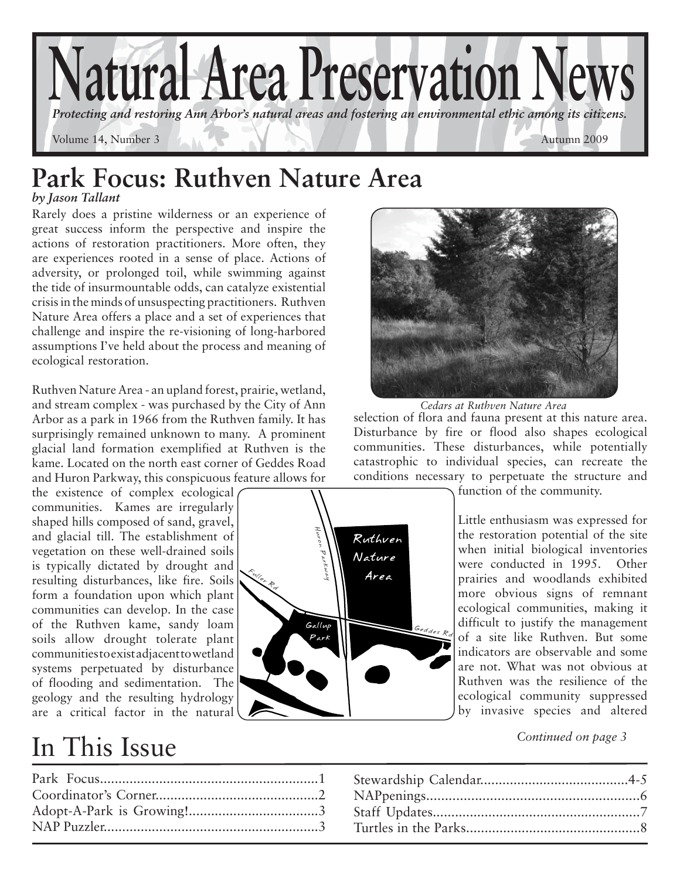# Natural Area Preservation News

*Protecting and restoring Ann Arbor's natural areas and fostering an environmental ethic among its citizens.*

Volume 14, Number 3 — Autumn 2009

## Park Focus: Ruthven Nature Area

*by Jason Tallant*

Rarely does a pristine wilderness or an experience of great success inform the perspective and inspire the actions of restoration practitioners. More often, they are experiences rooted in a sense of place. Actions of adversity, or prolonged toil, while swimming against the tide of insurmountable odds, can catalyze existential crisis in the minds of unsuspecting practitioners. Ruthven Nature Area offers a place and a set of experiences that challenge and inspire the re-visioning of long-harbored assumptions I've held about the process and meaning of ecological restoration.

Ruthven Nature Area - an upland forest, prairie, wetland, and stream complex - was purchased by the City of Ann Arbor as a park in 1966 from the Ruthven family. It has surprisingly remained unknown to many. A prominent glacial land formation exemplified at Ruthven is the kame. Located on the north east corner of Geddes Road and Huron Parkway, this conspicuous feature allows for the existence of complex ecological communities. Kames are irregularly shaped hills composed of sand, gravel, and glacial till. The establishment of vegetation on these well-drained soils is typically dictated by drought and resulting disturbances, like fire. Soils form a foundation upon which plant communities can develop. In the case of the Ruthven kame, sandy loam soils allow drought tolerate plant communities to exist adjacent to wetland systems perpetuated by disturbance of flooding and sedimentation. The geology and the resulting hydrology are a critical factor in the natural selection of flora and fauna present at this nature area. Disturbance by fire or flood also shapes ecological communities. These disturbances, while potentially catastrophic to individual species, can recreate the conditions necessary to perpetuate the structure and function of the community.

*Cedars at Ruthven Nature Area*

Little enthusiasm was expressed for the restoration potential of the site when initial biological inventories were conducted in 1995. Other prairies and woodlands exhibited more obvious signs of remnant ecological communities, making it difficult to justify the management of a site like Ruthven. But some indicators are observable and some are not. What was not obvious at Ruthven was the resilience of the ecological community suppressed by invasive species and altered

*Continued on page 3*

## In This Issue

| | |
|---|---|
| Park Focus | 1 |
| Coordinator's Corner | 2 |
| Adopt-A-Park is Growing! | 3 |
| NAP Puzzler | 3 |
| Stewardship Calendar | 4-5 |
| NAPpenings | 6 |
| Staff Updates | 7 |
| Turtles in the Parks | 8 |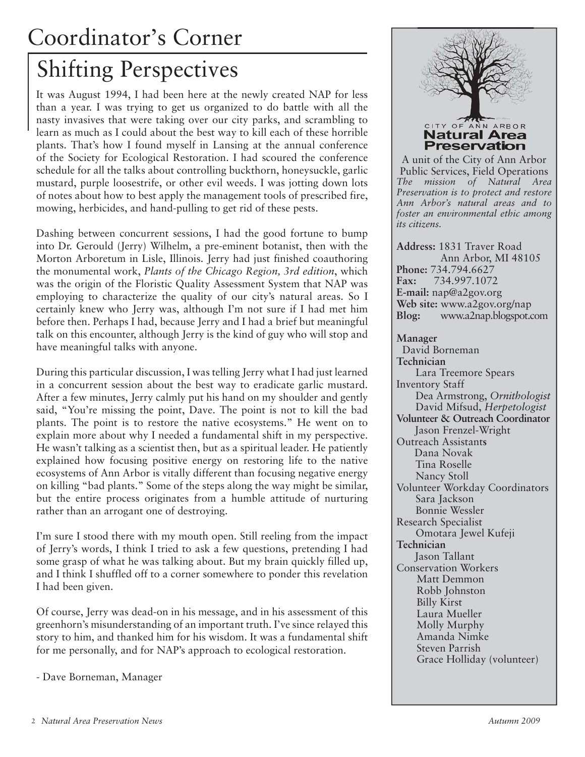# Coordinator's Corner

## Shifting Perspectives

It was August 1994, I had been here at the newly created NAP for less than a year. I was trying to get us organized to do battle with all the nasty invasives that were taking over our city parks, and scrambling to learn as much as I could about the best way to kill each of these horrible plants. That's how I found myself in Lansing at the annual conference of the Society for Ecological Restoration. I had scoured the conference schedule for all the talks about controlling buckthorn, honeysuckle, garlic mustard, purple loosestrife, or other evil weeds. I was jotting down lots of notes about how to best apply the management tools of prescribed fire, mowing, herbicides, and hand-pulling to get rid of these pests.

Dashing between concurrent sessions, I had the good fortune to bump into Dr. Gerould (Jerry) Wilhelm, a pre-eminent botanist, then with the Morton Arboretum in Lisle, Illinois. Jerry had just finished coauthoring the monumental work, *Plants of the Chicago Region, 3rd edition*, which was the origin of the Floristic Quality Assessment System that NAP was employing to characterize the quality of our city's natural areas. So I certainly knew who Jerry was, although I'm not sure if I had met him before then. Perhaps I had, because Jerry and I had a brief but meaningful talk on this encounter, although Jerry is the kind of guy who will stop and have meaningful talks with anyone.

During this particular discussion, I was telling Jerry what I had just learned in a concurrent session about the best way to eradicate garlic mustard. After a few minutes, Jerry calmly put his hand on my shoulder and gently said, "You're missing the point, Dave. The point is not to kill the bad plants. The point is to restore the native ecosystems." He went on to explain more about why I needed a fundamental shift in my perspective. He wasn't talking as a scientist then, but as a spiritual leader. He patiently explained how focusing positive energy on restoring life to the native ecosystems of Ann Arbor is vitally different than focusing negative energy on killing "bad plants." Some of the steps along the way might be similar, but the entire process originates from a humble attitude of nurturing rather than an arrogant one of destroying.

I'm sure I stood there with my mouth open. Still reeling from the impact of Jerry's words, I think I tried to ask a few questions, pretending I had some grasp of what he was talking about. But my brain quickly filled up, and I think I shuffled off to a corner somewhere to ponder this revelation I had been given.

Of course, Jerry was dead-on in his message, and in his assessment of this greenhorn's misunderstanding of an important truth. I've since relayed this story to him, and thanked him for his wisdom. It was a fundamental shift for me personally, and for NAP's approach to ecological restoration.

- Dave Borneman, Manager

---

CITY OF ANN ARBOR
**Natural Area Preservation**

A unit of the City of Ann Arbor Public Services, Field Operations

*The mission of Natural Area Preservation is to protect and restore Ann Arbor's natural areas and to foster an environmental ethic among its citizens.*

**Address:** 1831 Traver Road
Ann Arbor, MI 48105
**Phone:** 734.794.6627
**Fax:** 734.997.1072
**E-mail:** nap@a2gov.org
**Web site:** www.a2gov.org/nap
**Blog:** www.a2nap.blogspot.com

**Manager**
David Borneman
**Technician**
Lara Treemore Spears
Inventory Staff
Dea Armstrong, *Ornithologist*
David Mifsud, *Herpetologist*
**Volunteer & Outreach Coordinator**
Jason Frenzel-Wright
Outreach Assistants
Dana Novak
Tina Roselle
Nancy Stoll
Volunteer Workday Coordinators
Sara Jackson
Bonnie Wessler
Research Specialist
Omotara Jewel Kufeji
**Technician**
Jason Tallant
Conservation Workers
Matt Demmon
Robb Johnston
Billy Kirst
Laura Mueller
Molly Murphy
Amanda Nimke
Steven Parrish
Grace Holliday (volunteer)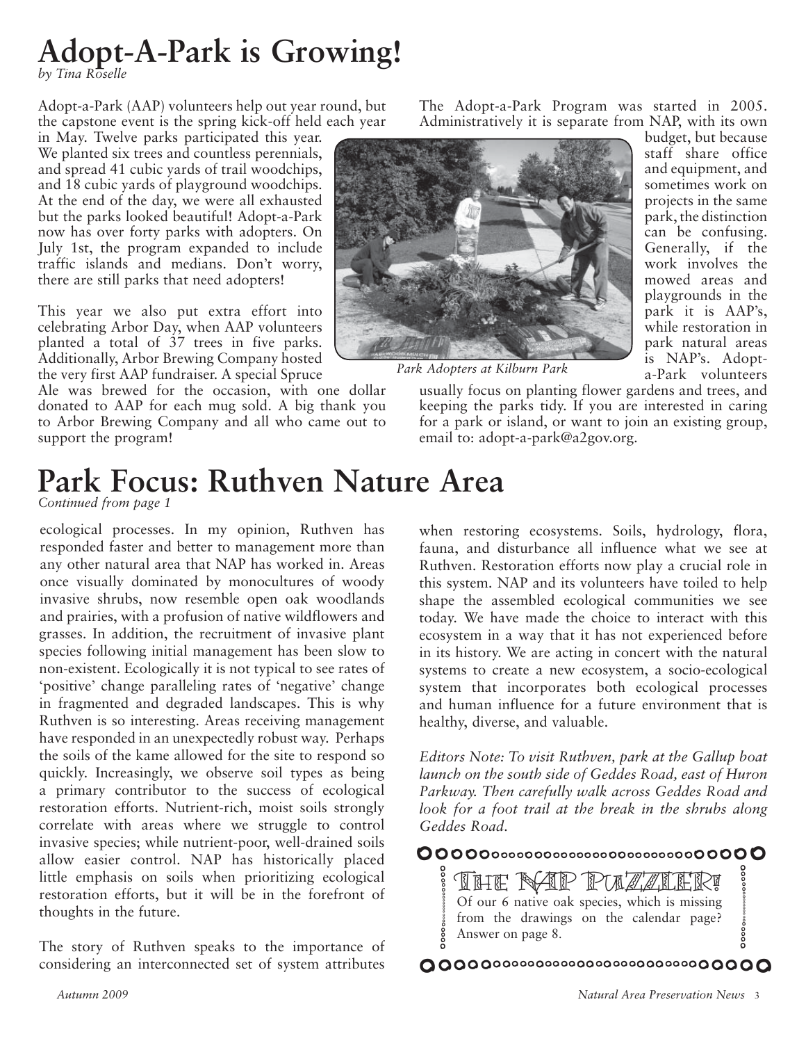# Adopt-A-Park is Growing!

*by Tina Roselle*

Adopt-a-Park (AAP) volunteers help out year round, but the capstone event is the spring kick-off held each year in May. Twelve parks participated this year. We planted six trees and countless perennials, and spread 41 cubic yards of trail woodchips, and 18 cubic yards of playground woodchips. At the end of the day, we were all exhausted but the parks looked beautiful! Adopt-a-Park now has over forty parks with adopters. On July 1st, the program expanded to include traffic islands and medians. Don't worry, there are still parks that need adopters!

This year we also put extra effort into celebrating Arbor Day, when AAP volunteers planted a total of 37 trees in five parks. Additionally, Arbor Brewing Company hosted the very first AAP fundraiser. A special Spruce Ale was brewed for the occasion, with one dollar donated to AAP for each mug sold. A big thank you to Arbor Brewing Company and all who came out to support the program!

The Adopt-a-Park Program was started in 2005. Administratively it is separate from NAP, with its own budget, but because staff share office and equipment, and sometimes work on projects in the same park, the distinction can be confusing. Generally, if the work involves the mowed areas and playgrounds in the park it is AAP's, while restoration in park natural areas is NAP's. Adopt-a-Park volunteers usually focus on planting flower gardens and trees, and keeping the parks tidy. If you are interested in caring for a park or island, or want to join an existing group, email to: adopt-a-park@a2gov.org.

*Park Adopters at Kilburn Park*

# Park Focus: Ruthven Nature Area

*Continued from page 1*

ecological processes. In my opinion, Ruthven has responded faster and better to management more than any other natural area that NAP has worked in. Areas once visually dominated by monocultures of woody invasive shrubs, now resemble open oak woodlands and prairies, with a profusion of native wildflowers and grasses. In addition, the recruitment of invasive plant species following initial management has been slow to non-existent. Ecologically it is not typical to see rates of 'positive' change paralleling rates of 'negative' change in fragmented and degraded landscapes. This is why Ruthven is so interesting. Areas receiving management have responded in an unexpectedly robust way. Perhaps the soils of the kame allowed for the site to respond so quickly. Increasingly, we observe soil types as being a primary contributor to the success of ecological restoration efforts. Nutrient-rich, moist soils strongly correlate with areas where we struggle to control invasive species; while nutrient-poor, well-drained soils allow easier control. NAP has historically placed little emphasis on soils when prioritizing ecological restoration efforts, but it will be in the forefront of thoughts in the future.

The story of Ruthven speaks to the importance of considering an interconnected set of system attributes when restoring ecosystems. Soils, hydrology, flora, fauna, and disturbance all influence what we see at Ruthven. Restoration efforts now play a crucial role in this system. NAP and its volunteers have toiled to help shape the assembled ecological communities we see today. We have made the choice to interact with this ecosystem in a way that it has not experienced before in its history. We are acting in concert with the natural systems to create a new ecosystem, a socio-ecological system that incorporates both ecological processes and human influence for a future environment that is healthy, diverse, and valuable.

*Editors Note: To visit Ruthven, park at the Gallup boat launch on the south side of Geddes Road, east of Huron Parkway. Then carefully walk across Geddes Road and look for a foot trail at the break in the shrubs along Geddes Road.*

## The NAP Puzzler!

Of our 6 native oak species, which is missing from the drawings on the calendar page? Answer on page 8.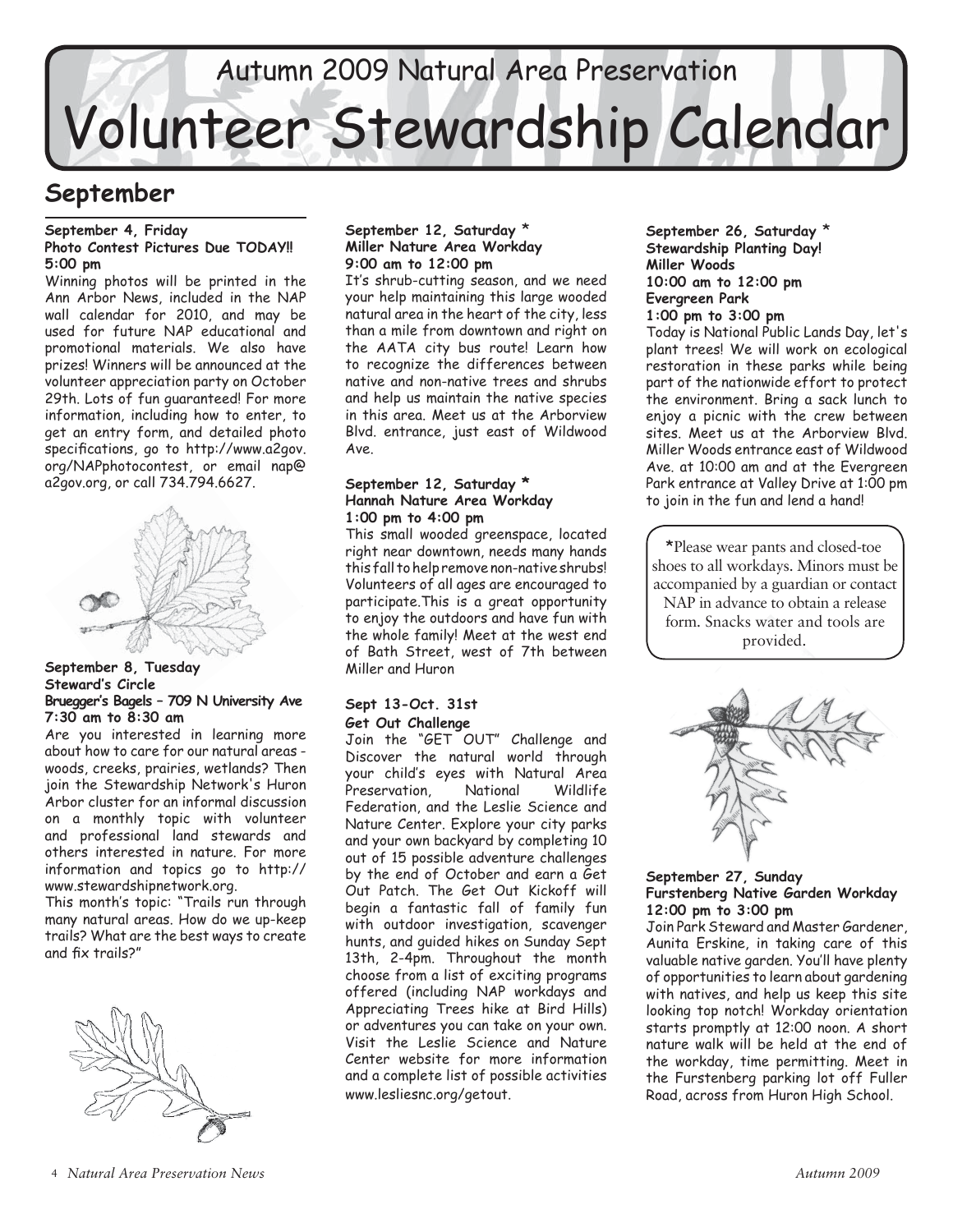Autumn 2009 Natural Area Preservation

# Volunteer Stewardship Calendar

## September

**September 4, Friday**
**Photo Contest Pictures Due TODAY!!**
**5:00 pm**

Winning photos will be printed in the Ann Arbor News, included in the NAP wall calendar for 2010, and may be used for future NAP educational and promotional materials. We also have prizes! Winners will be announced at the volunteer appreciation party on October 29th. Lots of fun guaranteed! For more information, including how to enter, to get an entry form, and detailed photo specifications, go to http://www.a2gov.org/NAPphotocontest, or email nap@a2gov.org, or call 734.794.6627.

**September 8, Tuesday**
**Steward's Circle**
**Bruegger's Bagels – 709 N University Ave**
**7:30 am to 8:30 am**

Are you interested in learning more about how to care for our natural areas - woods, creeks, prairies, wetlands? Then join the Stewardship Network's Huron Arbor cluster for an informal discussion on a monthly topic with volunteer and professional land stewards and others interested in nature. For more information and topics go to http://www.stewardshipnetwork.org.

This month's topic: "Trails run through many natural areas. How do we up-keep trails? What are the best ways to create and fix trails?"

**September 12, Saturday \***
**Miller Nature Area Workday**
**9:00 am to 12:00 pm**

It's shrub-cutting season, and we need your help maintaining this large wooded natural area in the heart of the city, less than a mile from downtown and right on the AATA city bus route! Learn how to recognize the differences between native and non-native trees and shrubs and help us maintain the native species in this area. Meet us at the Arborview Blvd. entrance, just east of Wildwood Ave.

**September 12, Saturday \***
**Hannah Nature Area Workday**
**1:00 pm to 4:00 pm**

This small wooded greenspace, located right near downtown, needs many hands this fall to help remove non-native shrubs! Volunteers of all ages are encouraged to participate.This is a great opportunity to enjoy the outdoors and have fun with the whole family! Meet at the west end of Bath Street, west of 7th between Miller and Huron

**Sept 13-Oct. 31st**
**Get Out Challenge**

Join the "GET OUT" Challenge and Discover the natural world through your child's eyes with Natural Area Preservation, National Wildlife Federation, and the Leslie Science and Nature Center. Explore your city parks and your own backyard by completing 10 out of 15 possible adventure challenges by the end of October and earn a Get Out Patch. The Get Out Kickoff will begin a fantastic fall of family fun with outdoor investigation, scavenger hunts, and guided hikes on Sunday Sept 13th, 2-4pm. Throughout the month choose from a list of exciting programs offered (including NAP workdays and Appreciating Trees hike at Bird Hills) or adventures you can take on your own. Visit the Leslie Science and Nature Center website for more information and a complete list of possible activities www.lesliesnc.org/getout.

**September 26, Saturday \***
**Stewardship Planting Day!**
**Miller Woods**
**10:00 am to 12:00 pm**
**Evergreen Park**
**1:00 pm to 3:00 pm**

Today is National Public Lands Day, let's plant trees! We will work on ecological restoration in these parks while being part of the nationwide effort to protect the environment. Bring a sack lunch to enjoy a picnic with the crew between sites. Meet us at the Arborview Blvd. Miller Woods entrance east of Wildwood Ave. at 10:00 am and at the Evergreen Park entrance at Valley Drive at 1:00 pm to join in the fun and lend a hand!

\*Please wear pants and closed-toe shoes to all workdays. Minors must be accompanied by a guardian or contact NAP in advance to obtain a release form. Snacks water and tools are provided.

**September 27, Sunday**
**Furstenberg Native Garden Workday**
**12:00 pm to 3:00 pm**

Join Park Steward and Master Gardener, Aunita Erskine, in taking care of this valuable native garden. You'll have plenty of opportunities to learn about gardening with natives, and help us keep this site looking top notch! Workday orientation starts promptly at 12:00 noon. A short nature walk will be held at the end of the workday, time permitting. Meet in the Furstenberg parking lot off Fuller Road, across from Huron High School.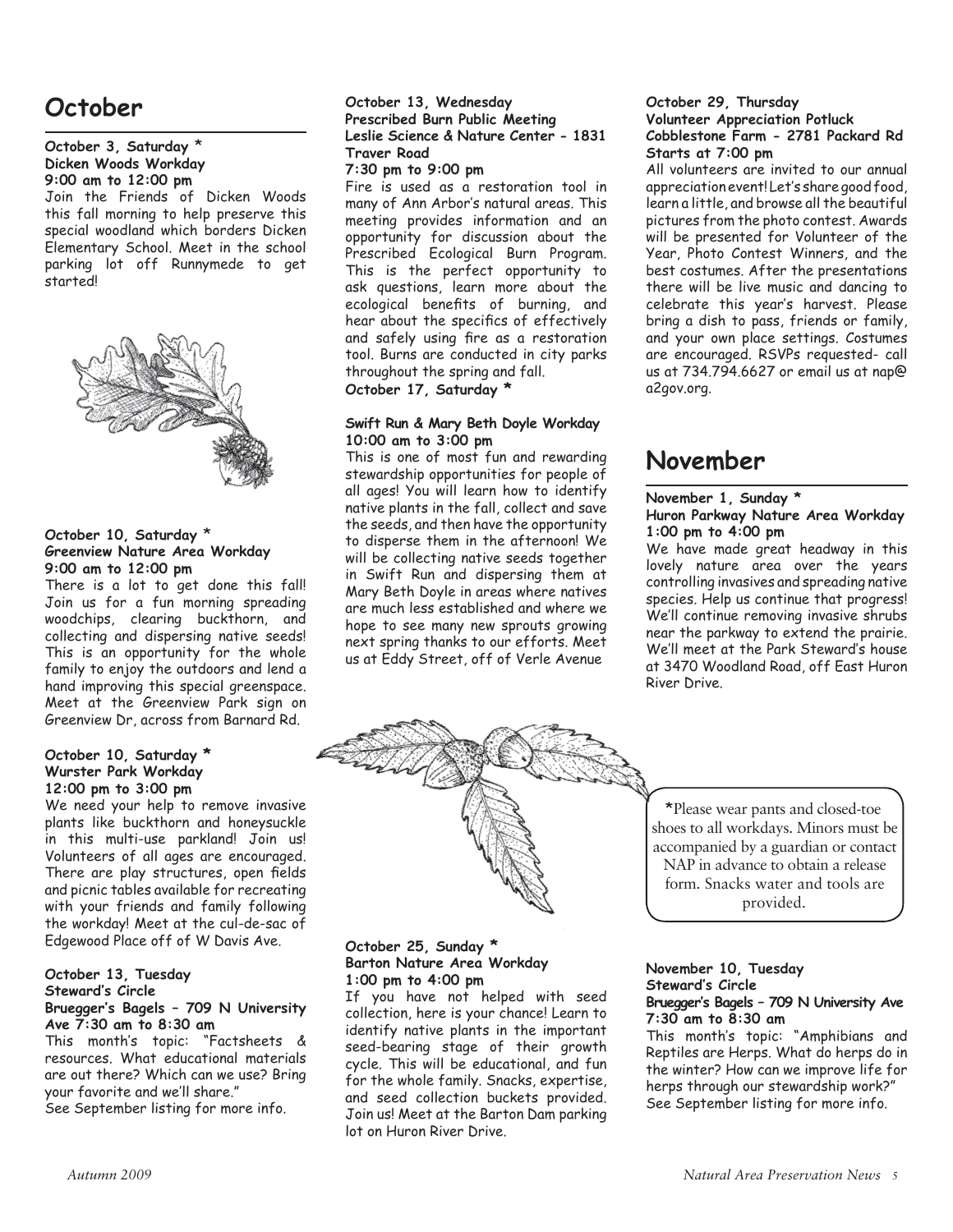# October

**October 3, Saturday \***
**Dicken Woods Workday**
**9:00 am to 12:00 pm**

Join the Friends of Dicken Woods this fall morning to help preserve this special woodland which borders Dicken Elementary School. Meet in the school parking lot off Runnymede to get started!

**October 10, Saturday \***
**Greenview Nature Area Workday**
**9:00 am to 12:00 pm**

There is a lot to get done this fall! Join us for a fun morning spreading woodchips, clearing buckthorn, and collecting and dispersing native seeds! This is an opportunity for the whole family to enjoy the outdoors and lend a hand improving this special greenspace. Meet at the Greenview Park sign on Greenview Dr, across from Barnard Rd.

**October 10, Saturday \***
**Wurster Park Workday**
**12:00 pm to 3:00 pm**

We need your help to remove invasive plants like buckthorn and honeysuckle in this multi-use parkland! Join us! Volunteers of all ages are encouraged. There are play structures, open fields and picnic tables available for recreating with your friends and family following the workday! Meet at the cul-de-sac of Edgewood Place off of W Davis Ave.

**October 13, Tuesday**
**Steward's Circle**
**Bruegger's Bagels – 709 N University Ave 7:30 am to 8:30 am**

This month's topic: "Factsheets & resources. What educational materials are out there? Which can we use? Bring your favorite and we'll share."
See September listing for more info.

**October 13, Wednesday**
**Prescribed Burn Public Meeting**
**Leslie Science & Nature Center - 1831 Traver Road**
**7:30 pm to 9:00 pm**

Fire is used as a restoration tool in many of Ann Arbor's natural areas. This meeting provides information and an opportunity for discussion about the Prescribed Ecological Burn Program. This is the perfect opportunity to ask questions, learn more about the ecological benefits of burning, and hear about the specifics of effectively and safely using fire as a restoration tool. Burns are conducted in city parks throughout the spring and fall.

**October 17, Saturday \***
**Swift Run & Mary Beth Doyle Workday**
**10:00 am to 3:00 pm**

This is one of most fun and rewarding stewardship opportunities for people of all ages! You will learn how to identify native plants in the fall, collect and save the seeds, and then have the opportunity to disperse them in the afternoon! We will be collecting native seeds together in Swift Run and dispersing them at Mary Beth Doyle in areas where natives are much less established and where we hope to see many new sprouts growing next spring thanks to our efforts. Meet us at Eddy Street, off of Verle Avenue

**October 25, Sunday \***
**Barton Nature Area Workday**
**1:00 pm to 4:00 pm**

If you have not helped with seed collection, here is your chance! Learn to identify native plants in the important seed-bearing stage of their growth cycle. This will be educational, and fun for the whole family. Snacks, expertise, and seed collection buckets provided. Join us! Meet at the Barton Dam parking lot on Huron River Drive.

**October 29, Thursday**
**Volunteer Appreciation Potluck**
**Cobblestone Farm - 2781 Packard Rd**
**Starts at 7:00 pm**

All volunteers are invited to our annual appreciation event! Let's share good food, learn a little, and browse all the beautiful pictures from the photo contest. Awards will be presented for Volunteer of the Year, Photo Contest Winners, and the best costumes. After the presentations there will be live music and dancing to celebrate this year's harvest. Please bring a dish to pass, friends or family, and your own place settings. Costumes are encouraged. RSVPs requested- call us at 734.794.6627 or email us at nap@a2gov.org.

# November

**November 1, Sunday \***
**Huron Parkway Nature Area Workday**
**1:00 pm to 4:00 pm**

We have made great headway in this lovely nature area over the years controlling invasives and spreading native species. Help us continue that progress! We'll continue removing invasive shrubs near the parkway to extend the prairie. We'll meet at the Park Steward's house at 3470 Woodland Road, off East Huron River Drive.

\*Please wear pants and closed-toe shoes to all workdays. Minors must be accompanied by a guardian or contact NAP in advance to obtain a release form. Snacks water and tools are provided.

**November 10, Tuesday**
**Steward's Circle**
**Bruegger's Bagels – 709 N University Ave**
**7:30 am to 8:30 am**

This month's topic: "Amphibians and Reptiles are Herps. What do herps do in the winter? How can we improve life for herps through our stewardship work?"
See September listing for more info.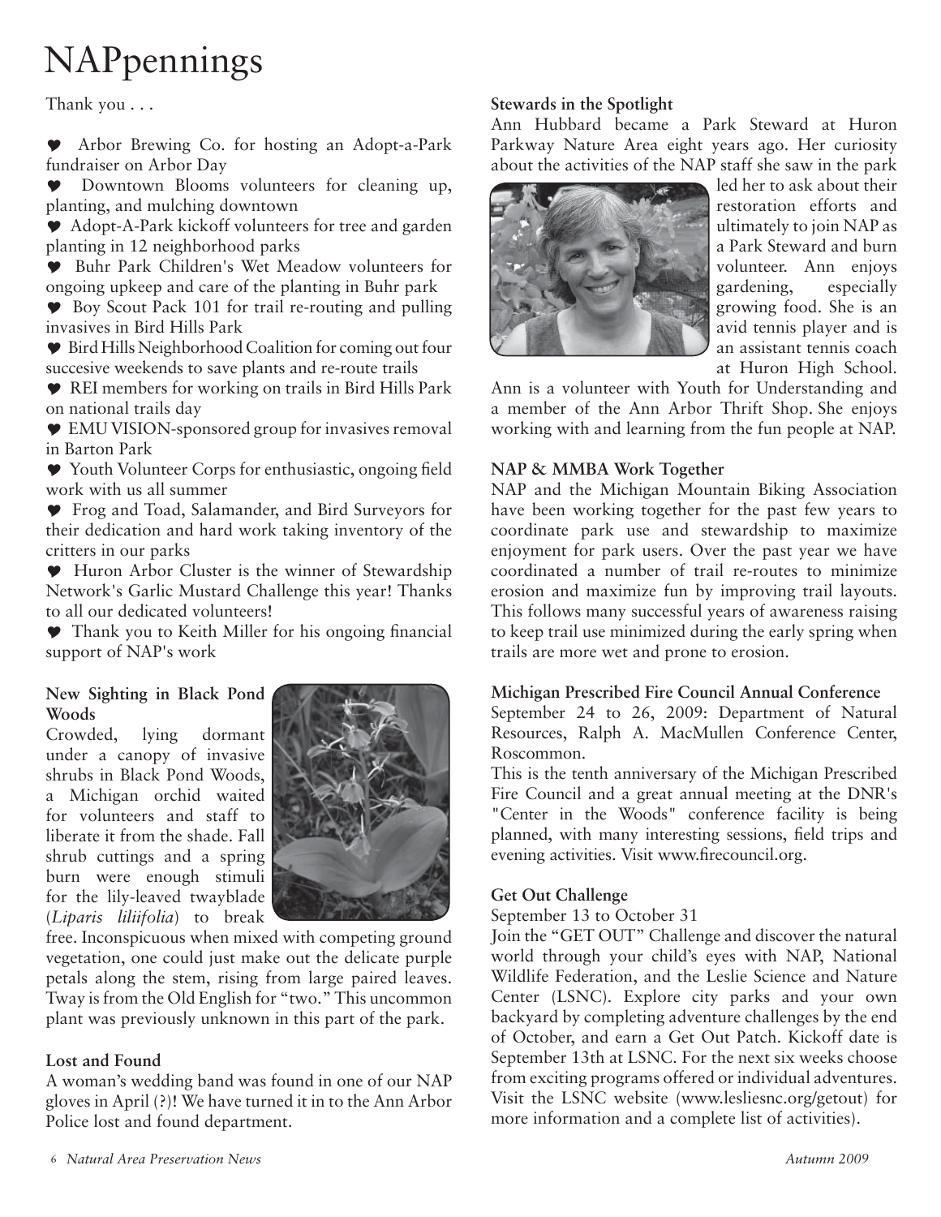# NAPpennings

Thank you . . .

- ♥ Arbor Brewing Co. for hosting an Adopt-a-Park fundraiser on Arbor Day
- ♥ Downtown Blooms volunteers for cleaning up, planting, and mulching downtown
- ♥ Adopt-A-Park kickoff volunteers for tree and garden planting in 12 neighborhood parks
- ♥ Buhr Park Children's Wet Meadow volunteers for ongoing upkeep and care of the planting in Buhr park
- ♥ Boy Scout Pack 101 for trail re-routing and pulling invasives in Bird Hills Park
- ♥ Bird Hills Neighborhood Coalition for coming out four succesive weekends to save plants and re-route trails
- ♥ REI members for working on trails in Bird Hills Park on national trails day
- ♥ EMU VISION-sponsored group for invasives removal in Barton Park
- ♥ Youth Volunteer Corps for enthusiastic, ongoing field work with us all summer
- ♥ Frog and Toad, Salamander, and Bird Surveyors for their dedication and hard work taking inventory of the critters in our parks
- ♥ Huron Arbor Cluster is the winner of Stewardship Network's Garlic Mustard Challenge this year! Thanks to all our dedicated volunteers!
- ♥ Thank you to Keith Miller for his ongoing financial support of NAP's work

### New Sighting in Black Pond Woods

Crowded, lying dormant under a canopy of invasive shrubs in Black Pond Woods, a Michigan orchid waited for volunteers and staff to liberate it from the shade. Fall shrub cuttings and a spring burn were enough stimuli for the lily-leaved twayblade (*Liparis liliifolia*) to break free. Inconspicuous when mixed with competing ground vegetation, one could just make out the delicate purple petals along the stem, rising from large paired leaves. Tway is from the Old English for "two." This uncommon plant was previously unknown in this part of the park.

### Lost and Found

A woman's wedding band was found in one of our NAP gloves in April (?)! We have turned it in to the Ann Arbor Police lost and found department.

### Stewards in the Spotlight

Ann Hubbard became a Park Steward at Huron Parkway Nature Area eight years ago. Her curiosity about the activities of the NAP staff she saw in the park led her to ask about their restoration efforts and ultimately to join NAP as a Park Steward and burn volunteer. Ann enjoys gardening, especially growing food. She is an avid tennis player and is an assistant tennis coach at Huron High School. Ann is a volunteer with Youth for Understanding and a member of the Ann Arbor Thrift Shop. She enjoys working with and learning from the fun people at NAP.

### NAP & MMBA Work Together

NAP and the Michigan Mountain Biking Association have been working together for the past few years to coordinate park use and stewardship to maximize enjoyment for park users. Over the past year we have coordinated a number of trail re-routes to minimize erosion and maximize fun by improving trail layouts. This follows many successful years of awareness raising to keep trail use minimized during the early spring when trails are more wet and prone to erosion.

### Michigan Prescribed Fire Council Annual Conference

September 24 to 26, 2009: Department of Natural Resources, Ralph A. MacMullen Conference Center, Roscommon.

This is the tenth anniversary of the Michigan Prescribed Fire Council and a great annual meeting at the DNR's "Center in the Woods" conference facility is being planned, with many interesting sessions, field trips and evening activities. Visit www.firecouncil.org.

### Get Out Challenge

September 13 to October 31

Join the "GET OUT" Challenge and discover the natural world through your child's eyes with NAP, National Wildlife Federation, and the Leslie Science and Nature Center (LSNC). Explore city parks and your own backyard by completing adventure challenges by the end of October, and earn a Get Out Patch. Kickoff date is September 13th at LSNC. For the next six weeks choose from exciting programs offered or individual adventures. Visit the LSNC website (www.lesliesnc.org/getout) for more information and a complete list of activities).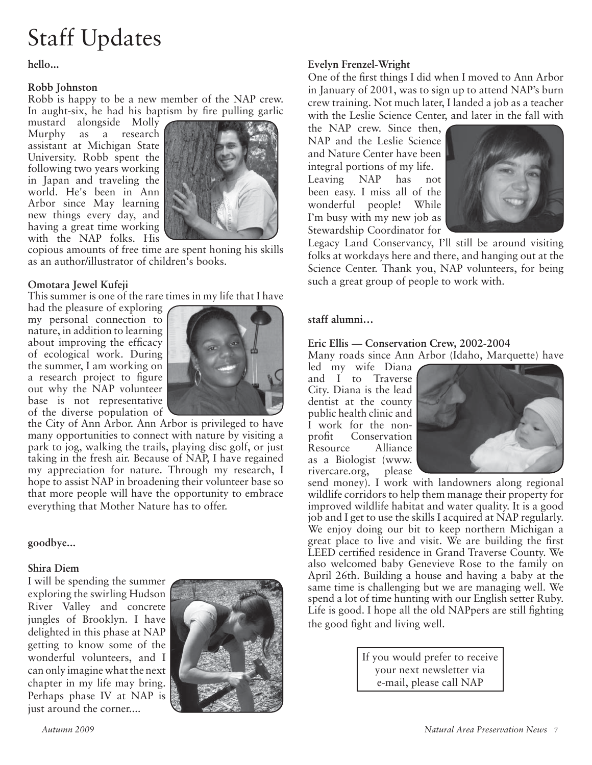# Staff Updates

**hello...**

**Robb Johnston**

Robb is happy to be a new member of the NAP crew. In aught-six, he had his baptism by fire pulling garlic mustard alongside Molly Murphy as a research assistant at Michigan State University. Robb spent the following two years working in Japan and traveling the world. He's been in Ann Arbor since May learning new things every day, and having a great time working with the NAP folks. His copious amounts of free time are spent honing his skills as an author/illustrator of children's books.

**Omotara Jewel Kufeji**

This summer is one of the rare times in my life that I have had the pleasure of exploring my personal connection to nature, in addition to learning about improving the efficacy of ecological work. During the summer, I am working on a research project to figure out why the NAP volunteer base is not representative of the diverse population of the City of Ann Arbor. Ann Arbor is privileged to have many opportunities to connect with nature by visiting a park to jog, walking the trails, playing disc golf, or just taking in the fresh air. Because of NAP, I have regained my appreciation for nature. Through my research, I hope to assist NAP in broadening their volunteer base so that more people will have the opportunity to embrace everything that Mother Nature has to offer.

**goodbye...**

**Shira Diem**

I will be spending the summer exploring the swirling Hudson River Valley and concrete jungles of Brooklyn. I have delighted in this phase at NAP getting to know some of the wonderful volunteers, and I can only imagine what the next chapter in my life may bring. Perhaps phase IV at NAP is just around the corner....

**Evelyn Frenzel-Wright**

One of the first things I did when I moved to Ann Arbor in January of 2001, was to sign up to attend NAP's burn crew training. Not much later, I landed a job as a teacher with the Leslie Science Center, and later in the fall with the NAP crew. Since then, NAP and the Leslie Science and Nature Center have been integral portions of my life. Leaving NAP has not been easy. I miss all of the wonderful people! While I'm busy with my new job as Stewardship Coordinator for Legacy Land Conservancy, I'll still be around visiting folks at workdays here and there, and hanging out at the Science Center. Thank you, NAP volunteers, for being such a great group of people to work with.

**staff alumni…**

**Eric Ellis — Conservation Crew, 2002-2004**

Many roads since Ann Arbor (Idaho, Marquette) have led my wife Diana and I to Traverse City. Diana is the lead dentist at the county public health clinic and I work for the non-profit Conservation Resource Alliance as a Biologist (www.rivercare.org, please send money). I work with landowners along regional wildlife corridors to help them manage their property for improved wildlife habitat and water quality. It is a good job and I get to use the skills I acquired at NAP regularly. We enjoy doing our bit to keep northern Michigan a great place to live and visit. We are building the first LEED certified residence in Grand Traverse County. We also welcomed baby Genevieve Rose to the family on April 26th. Building a house and having a baby at the same time is challenging but we are managing well. We spend a lot of time hunting with our English setter Ruby. Life is good. I hope all the old NAPpers are still fighting the good fight and living well.

If you would prefer to receive your next newsletter via e-mail, please call NAP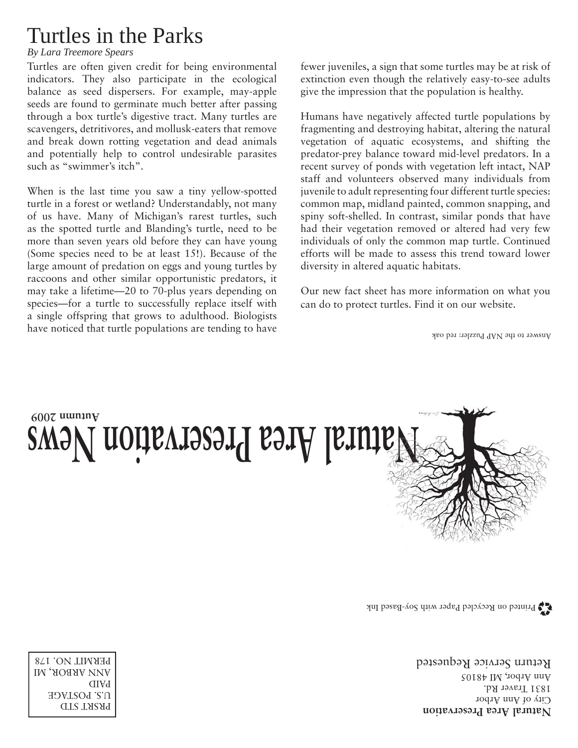# Turtles in the Parks

*By Lara Treemore Spears*

Turtles are often given credit for being environmental indicators. They also participate in the ecological balance as seed dispersers. For example, may-apple seeds are found to germinate much better after passing through a box turtle's digestive tract. Many turtles are scavengers, detritivores, and mollusk-eaters that remove and break down rotting vegetation and dead animals and potentially help to control undesirable parasites such as "swimmer's itch".

When is the last time you saw a tiny yellow-spotted turtle in a forest or wetland? Understandably, not many of us have. Many of Michigan's rarest turtles, such as the spotted turtle and Blanding's turtle, need to be more than seven years old before they can have young (Some species need to be at least 15!). Because of the large amount of predation on eggs and young turtles by raccoons and other similar opportunistic predators, it may take a lifetime—20 to 70-plus years depending on species—for a turtle to successfully replace itself with a single offspring that grows to adulthood. Biologists have noticed that turtle populations are tending to have fewer juveniles, a sign that some turtles may be at risk of extinction even though the relatively easy-to-see adults give the impression that the population is healthy.

Humans have negatively affected turtle populations by fragmenting and destroying habitat, altering the natural vegetation of aquatic ecosystems, and shifting the predator-prey balance toward mid-level predators. In a recent survey of ponds with vegetation left intact, NAP staff and volunteers observed many individuals from juvenile to adult representing four different turtle species: common map, midland painted, common snapping, and spiny soft-shelled. In contrast, similar ponds that have had their vegetation removed or altered had very few individuals of only the common map turtle. Continued efforts will be made to assess this trend toward lower diversity in altered aquatic habitats.

Our new fact sheet has more information on what you can do to protect turtles. Find it on our website.

Answer to the NAP Puzzler: red oak

# Natural Area Preservation News

**Autumn 2009**

Printed on Recycled Paper with Soy-Based Ink

**Natural Area Preservation**
City of Ann Arbor
1831 Traver Rd.
Ann Arbor, MI 48105
Return Service Requested

PRSRT STD
U.S. POSTAGE
PAID
ANN ARBOR, MI
PERMIT NO. 178